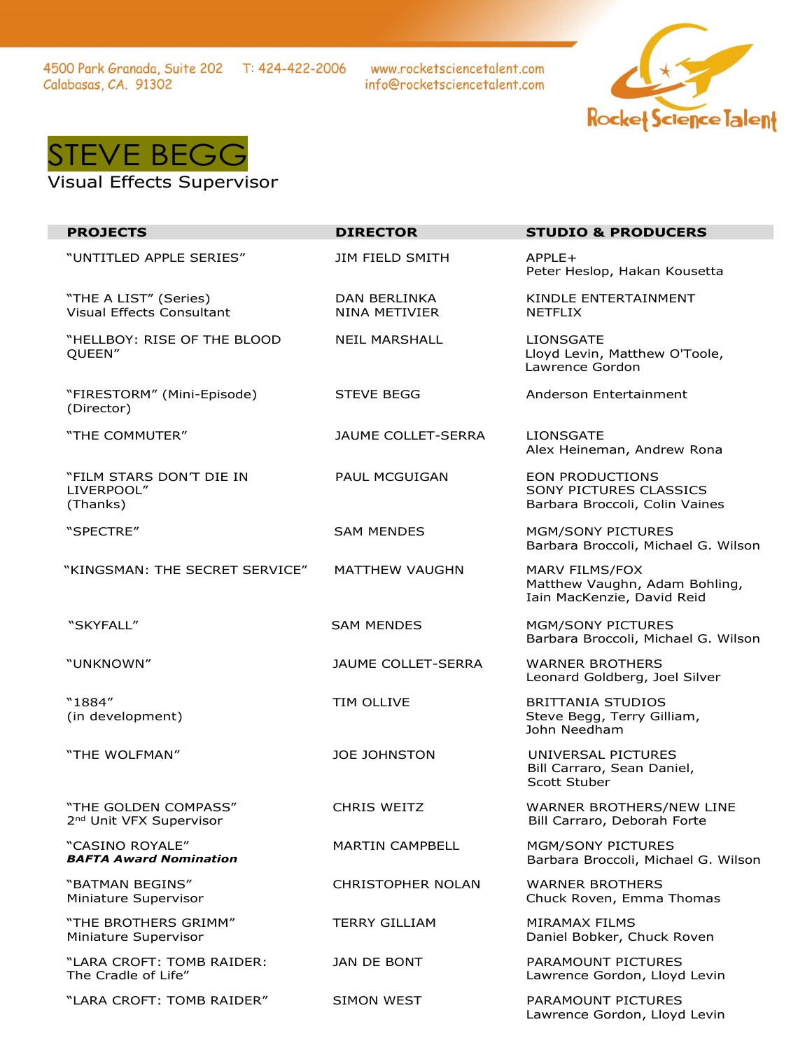4500 Park Granada, Suite 202
Calabasas, CA. 91302

T: 424-422-2006

www.rocketsciencetalent.com
info@rocketsciencetalent.com

Rocket Science Talent

# STEVE BEGG

Visual Effects Supervisor

| PROJECTS | DIRECTOR | STUDIO & PRODUCERS |
|---|---|---|
| "UNTITLED APPLE SERIES" | JIM FIELD SMITH | APPLE+<br>Peter Heslop, Hakan Kousetta |
| "THE A LIST" (Series)<br>Visual Effects Consultant | DAN BERLINKA<br>NINA METIVIER | KINDLE ENTERTAINMENT<br>NETFLIX |
| "HELLBOY: RISE OF THE BLOOD QUEEN" | NEIL MARSHALL | LIONSGATE<br>Lloyd Levin, Matthew O'Toole, Lawrence Gordon |
| "FIRESTORM" (Mini-Episode)<br>(Director) | STEVE BEGG | Anderson Entertainment |
| "THE COMMUTER" | JAUME COLLET-SERRA | LIONSGATE<br>Alex Heineman, Andrew Rona |
| "FILM STARS DON'T DIE IN LIVERPOOL"<br>(Thanks) | PAUL MCGUIGAN | EON PRODUCTIONS<br>SONY PICTURES CLASSICS<br>Barbara Broccoli, Colin Vaines |
| "SPECTRE" | SAM MENDES | MGM/SONY PICTURES<br>Barbara Broccoli, Michael G. Wilson |
| "KINGSMAN: THE SECRET SERVICE" | MATTHEW VAUGHN | MARV FILMS/FOX<br>Matthew Vaughn, Adam Bohling, Iain MacKenzie, David Reid |
| "SKYFALL" | SAM MENDES | MGM/SONY PICTURES<br>Barbara Broccoli, Michael G. Wilson |
| "UNKNOWN" | JAUME COLLET-SERRA | WARNER BROTHERS<br>Leonard Goldberg, Joel Silver |
| "1884"<br>(in development) | TIM OLLIVE | BRITTANIA STUDIOS<br>Steve Begg, Terry Gilliam, John Needham |
| "THE WOLFMAN" | JOE JOHNSTON | UNIVERSAL PICTURES<br>Bill Carraro, Sean Daniel, Scott Stuber |
| "THE GOLDEN COMPASS"<br>2nd Unit VFX Supervisor | CHRIS WEITZ | WARNER BROTHERS/NEW LINE<br>Bill Carraro, Deborah Forte |
| "CASINO ROYALE"<br>***BAFTA Award Nomination*** | MARTIN CAMPBELL | MGM/SONY PICTURES<br>Barbara Broccoli, Michael G. Wilson |
| "BATMAN BEGINS"<br>Miniature Supervisor | CHRISTOPHER NOLAN | WARNER BROTHERS<br>Chuck Roven, Emma Thomas |
| "THE BROTHERS GRIMM"<br>Miniature Supervisor | TERRY GILLIAM | MIRAMAX FILMS<br>Daniel Bobker, Chuck Roven |
| "LARA CROFT: TOMB RAIDER: The Cradle of Life" | JAN DE BONT | PARAMOUNT PICTURES<br>Lawrence Gordon, Lloyd Levin |
| "LARA CROFT: TOMB RAIDER" | SIMON WEST | PARAMOUNT PICTURES<br>Lawrence Gordon, Lloyd Levin |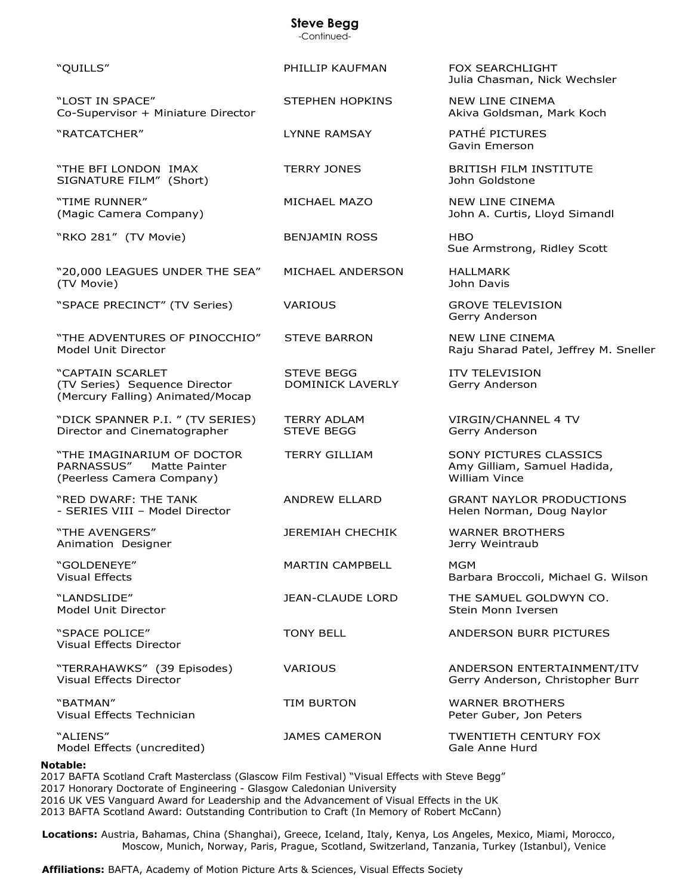**Steve Begg**
-Continued-

| | | |
|---|---|---|
| "QUILLS" | PHILLIP KAUFMAN | FOX SEARCHLIGHT<br>Julia Chasman, Nick Wechsler |
| "LOST IN SPACE"<br>Co-Supervisor + Miniature Director | STEPHEN HOPKINS | NEW LINE CINEMA<br>Akiva Goldsman, Mark Koch |
| "RATCATCHER" | LYNNE RAMSAY | PATHÉ PICTURES<br>Gavin Emerson |
| "THE BFI LONDON IMAX SIGNATURE FILM" (Short) | TERRY JONES | BRITISH FILM INSTITUTE<br>John Goldstone |
| "TIME RUNNER"<br>(Magic Camera Company) | MICHAEL MAZO | NEW LINE CINEMA<br>John A. Curtis, Lloyd Simandl |
| "RKO 281" (TV Movie) | BENJAMIN ROSS | HBO<br>Sue Armstrong, Ridley Scott |
| "20,000 LEAGUES UNDER THE SEA"<br>(TV Movie) | MICHAEL ANDERSON | HALLMARK<br>John Davis |
| "SPACE PRECINCT" (TV Series) | VARIOUS | GROVE TELEVISION<br>Gerry Anderson |
| "THE ADVENTURES OF PINOCCHIO"<br>Model Unit Director | STEVE BARRON | NEW LINE CINEMA<br>Raju Sharad Patel, Jeffrey M. Sneller |
| "CAPTAIN SCARLET<br>(TV Series) Sequence Director<br>(Mercury Falling) Animated/Mocap | STEVE BEGG<br>DOMINICK LAVERLY | ITV TELEVISION<br>Gerry Anderson |
| "DICK SPANNER P.I. " (TV SERIES)<br>Director and Cinematographer | TERRY ADLAM<br>STEVE BEGG | VIRGIN/CHANNEL 4 TV<br>Gerry Anderson |
| "THE IMAGINARIUM OF DOCTOR PARNASSUS" Matte Painter<br>(Peerless Camera Company) | TERRY GILLIAM | SONY PICTURES CLASSICS<br>Amy Gilliam, Samuel Hadida, William Vince |
| "RED DWARF: THE TANK<br>- SERIES VIII – Model Director | ANDREW ELLARD | GRANT NAYLOR PRODUCTIONS<br>Helen Norman, Doug Naylor |
| "THE AVENGERS"<br>Animation Designer | JEREMIAH CHECHIK | WARNER BROTHERS<br>Jerry Weintraub |
| "GOLDENEYE"<br>Visual Effects | MARTIN CAMPBELL | MGM<br>Barbara Broccoli, Michael G. Wilson |
| "LANDSLIDE"<br>Model Unit Director | JEAN-CLAUDE LORD | THE SAMUEL GOLDWYN CO.<br>Stein Monn Iversen |
| "SPACE POLICE"<br>Visual Effects Director | TONY BELL | ANDERSON BURR PICTURES |
| "TERRAHAWKS" (39 Episodes)<br>Visual Effects Director | VARIOUS | ANDERSON ENTERTAINMENT/ITV<br>Gerry Anderson, Christopher Burr |
| "BATMAN"<br>Visual Effects Technician | TIM BURTON | WARNER BROTHERS<br>Peter Guber, Jon Peters |
| "ALIENS"<br>Model Effects (uncredited) | JAMES CAMERON | TWENTIETH CENTURY FOX<br>Gale Anne Hurd |

**Notable:**
2017 BAFTA Scotland Craft Masterclass (Glasgow Film Festival) "Visual Effects with Steve Begg"
2017 Honorary Doctorate of Engineering - Glasgow Caledonian University
2016 UK VES Vanguard Award for Leadership and the Advancement of Visual Effects in the UK
2013 BAFTA Scotland Award: Outstanding Contribution to Craft (In Memory of Robert McCann)

**Locations:** Austria, Bahamas, China (Shanghai), Greece, Iceland, Italy, Kenya, Los Angeles, Mexico, Miami, Morocco, Moscow, Munich, Norway, Paris, Prague, Scotland, Switzerland, Tanzania, Turkey (Istanbul), Venice

**Affiliations:** BAFTA, Academy of Motion Picture Arts & Sciences, Visual Effects Society